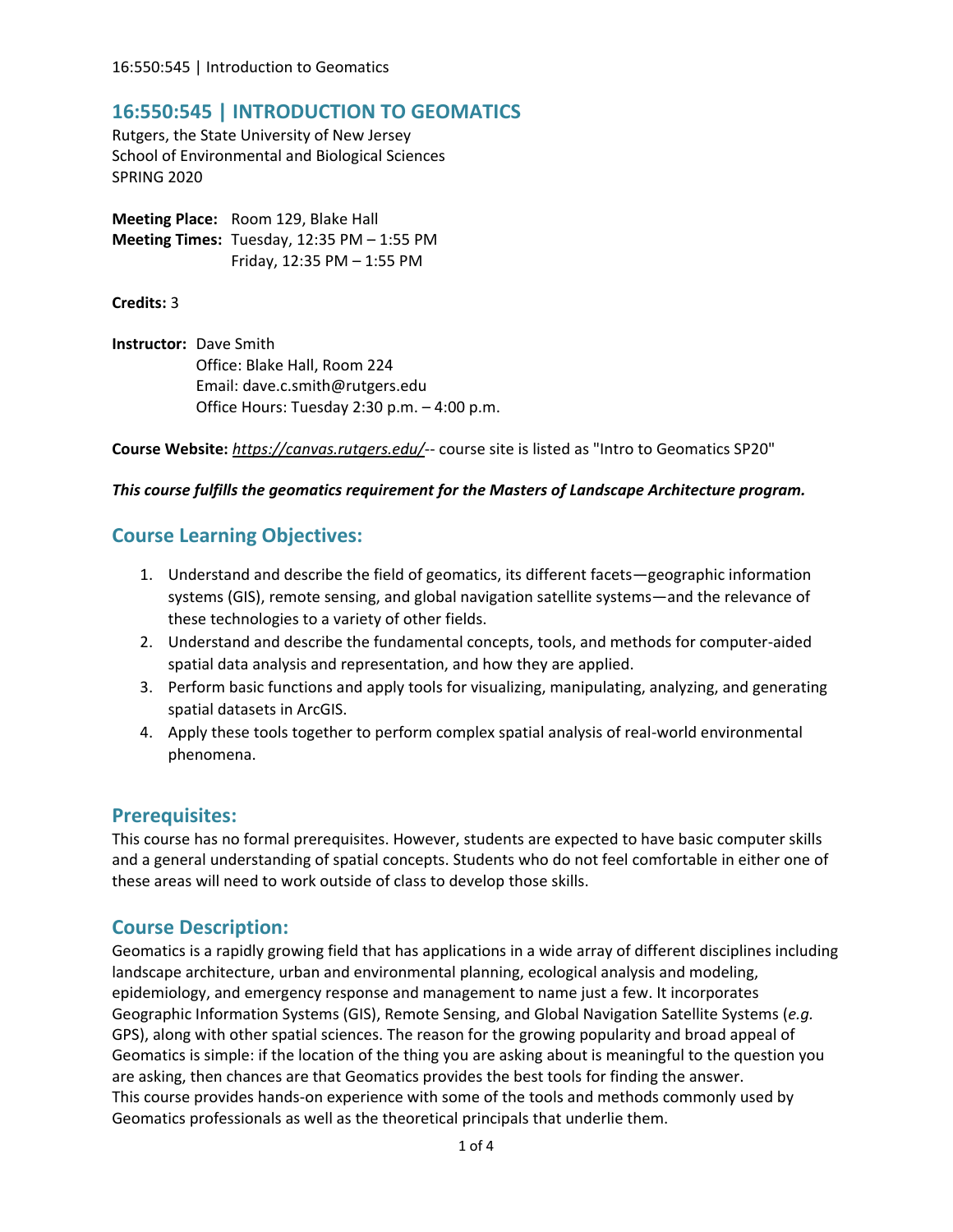# 16:550:545 | INTRODUCTION TO GEOMATICS

Rutgers, the State University of New Jersey
School of Environmental and Biological Sciences
SPRING 2020

**Meeting Place:** Room 129, Blake Hall
**Meeting Times:** Tuesday, 12:35 PM – 1:55 PM
Friday, 12:35 PM – 1:55 PM

**Credits:** 3

**Instructor:** Dave Smith
Office: Blake Hall, Room 224
Email: dave.c.smith@rutgers.edu
Office Hours: Tuesday 2:30 p.m. – 4:00 p.m.

**Course Website:** *https://canvas.rutgers.edu/*-- course site is listed as "Intro to Geomatics SP20"

***This course fulfills the geomatics requirement for the Masters of Landscape Architecture program.***

## Course Learning Objectives:

1. Understand and describe the field of geomatics, its different facets—geographic information systems (GIS), remote sensing, and global navigation satellite systems—and the relevance of these technologies to a variety of other fields.
2. Understand and describe the fundamental concepts, tools, and methods for computer-aided spatial data analysis and representation, and how they are applied.
3. Perform basic functions and apply tools for visualizing, manipulating, analyzing, and generating spatial datasets in ArcGIS.
4. Apply these tools together to perform complex spatial analysis of real-world environmental phenomena.

## Prerequisites:

This course has no formal prerequisites. However, students are expected to have basic computer skills and a general understanding of spatial concepts. Students who do not feel comfortable in either one of these areas will need to work outside of class to develop those skills.

## Course Description:

Geomatics is a rapidly growing field that has applications in a wide array of different disciplines including landscape architecture, urban and environmental planning, ecological analysis and modeling, epidemiology, and emergency response and management to name just a few. It incorporates Geographic Information Systems (GIS), Remote Sensing, and Global Navigation Satellite Systems (*e.g.* GPS), along with other spatial sciences. The reason for the growing popularity and broad appeal of Geomatics is simple: if the location of the thing you are asking about is meaningful to the question you are asking, then chances are that Geomatics provides the best tools for finding the answer.
This course provides hands-on experience with some of the tools and methods commonly used by Geomatics professionals as well as the theoretical principals that underlie them.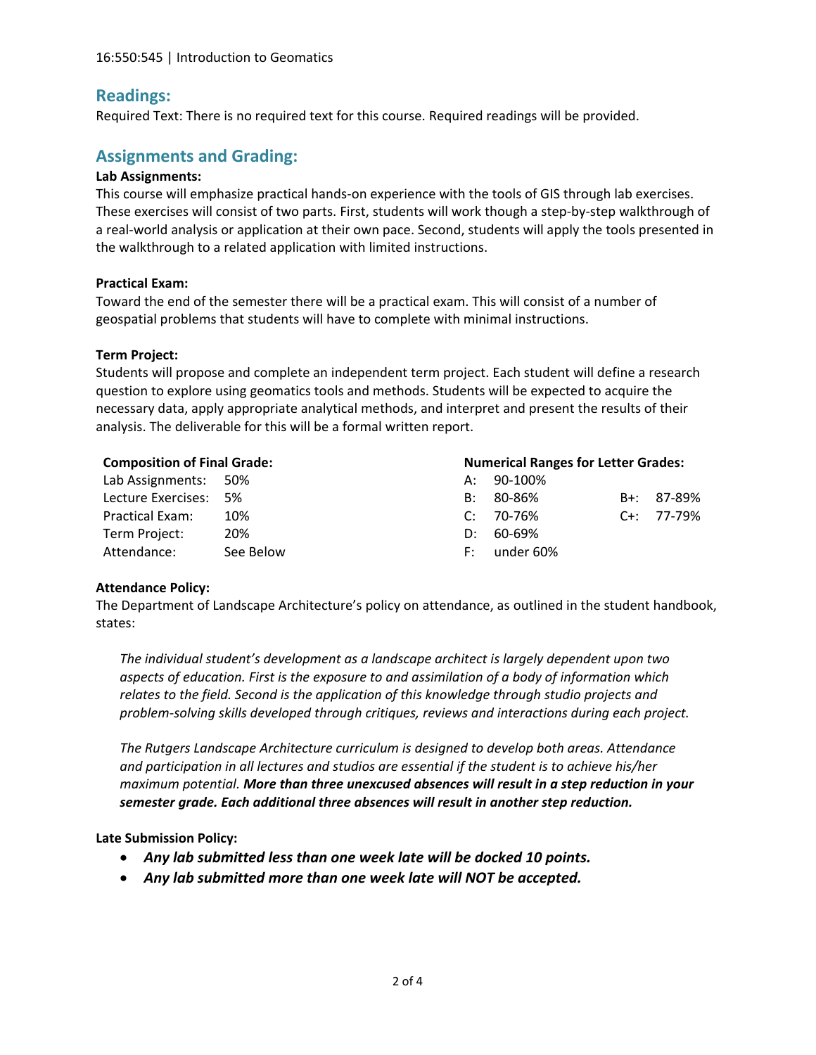## Readings:

Required Text: There is no required text for this course. Required readings will be provided.

## Assignments and Grading:

**Lab Assignments:**

This course will emphasize practical hands-on experience with the tools of GIS through lab exercises. These exercises will consist of two parts. First, students will work though a step-by-step walkthrough of a real-world analysis or application at their own pace. Second, students will apply the tools presented in the walkthrough to a related application with limited instructions.

**Practical Exam:**

Toward the end of the semester there will be a practical exam. This will consist of a number of geospatial problems that students will have to complete with minimal instructions.

**Term Project:**

Students will propose and complete an independent term project. Each student will define a research question to explore using geomatics tools and methods. Students will be expected to acquire the necessary data, apply appropriate analytical methods, and interpret and present the results of their analysis. The deliverable for this will be a formal written report.

**Composition of Final Grade:**

| Component | Weight |
|---|---|
| Lab Assignments: | 50% |
| Lecture Exercises: | 5% |
| Practical Exam: | 10% |
| Term Project: | 20% |
| Attendance: | See Below |

**Numerical Ranges for Letter Grades:**

| Grade | Range | Grade | Range |
|---|---|---|---|
| A: | 90-100% | | |
| B: | 80-86% | B+: | 87-89% |
| C: | 70-76% | C+: | 77-79% |
| D: | 60-69% | | |
| F: | under 60% | | |

**Attendance Policy:**

The Department of Landscape Architecture's policy on attendance, as outlined in the student handbook, states:

> *The individual student's development as a landscape architect is largely dependent upon two aspects of education. First is the exposure to and assimilation of a body of information which relates to the field. Second is the application of this knowledge through studio projects and problem-solving skills developed through critiques, reviews and interactions during each project.*
>
> *The Rutgers Landscape Architecture curriculum is designed to develop both areas. Attendance and participation in all lectures and studios are essential if the student is to achieve his/her maximum potential.* ***More than three unexcused absences will result in a step reduction in your semester grade. Each additional three absences will result in another step reduction.***

**Late Submission Policy:**

- ***Any lab submitted less than one week late will be docked 10 points.***
- ***Any lab submitted more than one week late will NOT be accepted.***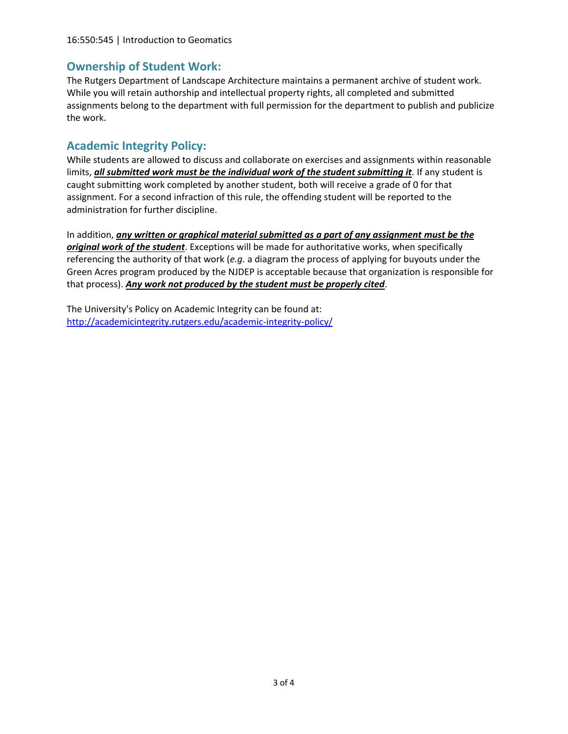## Ownership of Student Work:

The Rutgers Department of Landscape Architecture maintains a permanent archive of student work. While you will retain authorship and intellectual property rights, all completed and submitted assignments belong to the department with full permission for the department to publish and publicize the work.

## Academic Integrity Policy:

While students are allowed to discuss and collaborate on exercises and assignments within reasonable limits, ***all submitted work must be the individual work of the student submitting it***. If any student is caught submitting work completed by another student, both will receive a grade of 0 for that assignment. For a second infraction of this rule, the offending student will be reported to the administration for further discipline.

In addition, ***any written or graphical material submitted as a part of any assignment must be the original work of the student***. Exceptions will be made for authoritative works, when specifically referencing the authority of that work (*e.g.* a diagram the process of applying for buyouts under the Green Acres program produced by the NJDEP is acceptable because that organization is responsible for that process). ***Any work not produced by the student must be properly cited***.

The University's Policy on Academic Integrity can be found at:
http://academicintegrity.rutgers.edu/academic-integrity-policy/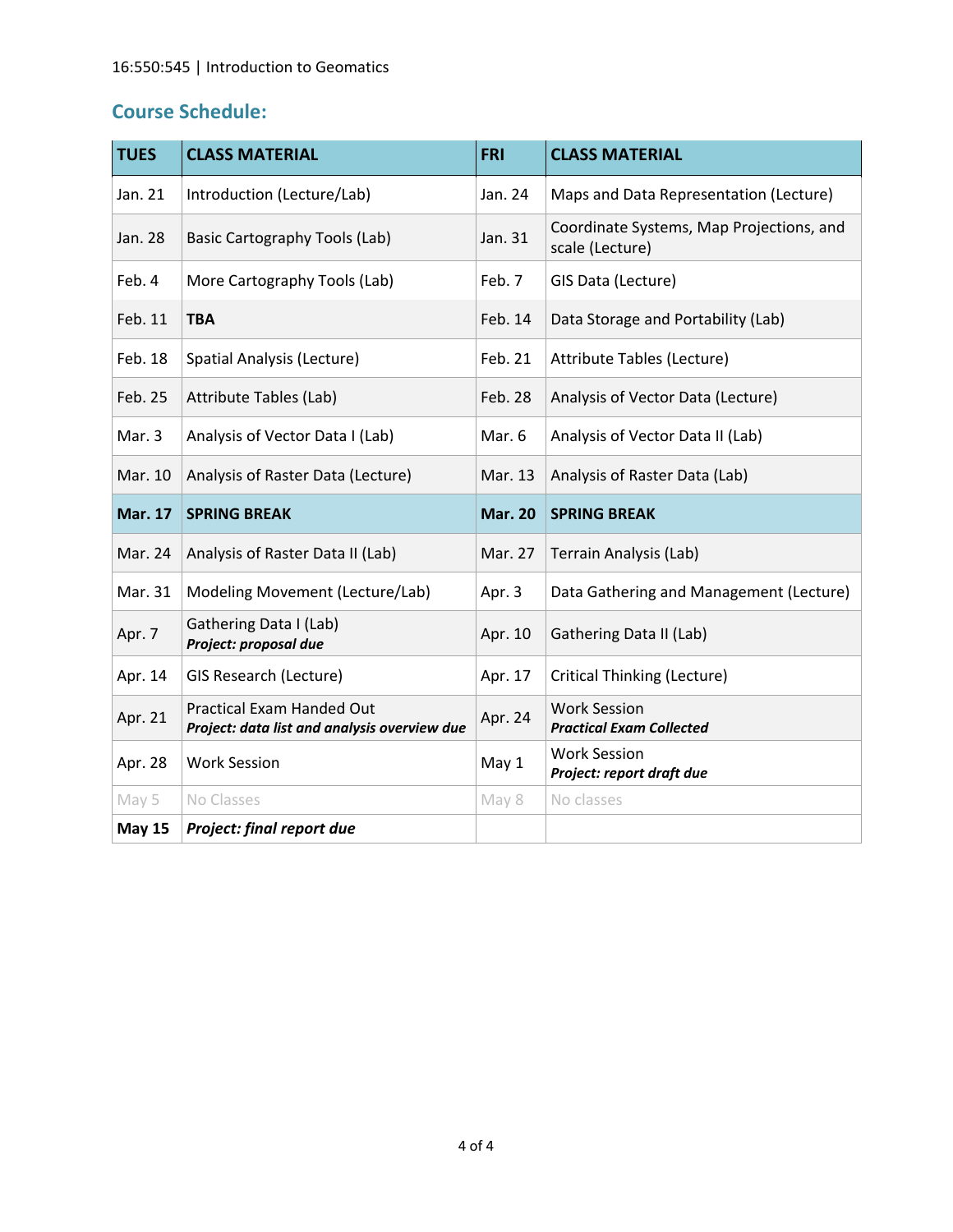## Course Schedule:

| TUES | CLASS MATERIAL | FRI | CLASS MATERIAL |
|---|---|---|---|
| Jan. 21 | Introduction (Lecture/Lab) | Jan. 24 | Maps and Data Representation (Lecture) |
| Jan. 28 | Basic Cartography Tools (Lab) | Jan. 31 | Coordinate Systems, Map Projections, and scale (Lecture) |
| Feb. 4 | More Cartography Tools (Lab) | Feb. 7 | GIS Data (Lecture) |
| Feb. 11 | **TBA** | Feb. 14 | Data Storage and Portability (Lab) |
| Feb. 18 | Spatial Analysis (Lecture) | Feb. 21 | Attribute Tables (Lecture) |
| Feb. 25 | Attribute Tables (Lab) | Feb. 28 | Analysis of Vector Data (Lecture) |
| Mar. 3 | Analysis of Vector Data I (Lab) | Mar. 6 | Analysis of Vector Data II (Lab) |
| Mar. 10 | Analysis of Raster Data (Lecture) | Mar. 13 | Analysis of Raster Data (Lab) |
| **Mar. 17** | **SPRING BREAK** | **Mar. 20** | **SPRING BREAK** |
| Mar. 24 | Analysis of Raster Data II (Lab) | Mar. 27 | Terrain Analysis (Lab) |
| Mar. 31 | Modeling Movement (Lecture/Lab) | Apr. 3 | Data Gathering and Management (Lecture) |
| Apr. 7 | Gathering Data I (Lab) ***Project: proposal due*** | Apr. 10 | Gathering Data II (Lab) |
| Apr. 14 | GIS Research (Lecture) | Apr. 17 | Critical Thinking (Lecture) |
| Apr. 21 | Practical Exam Handed Out ***Project: data list and analysis overview due*** | Apr. 24 | Work Session ***Practical Exam Collected*** |
| Apr. 28 | Work Session | May 1 | Work Session ***Project: report draft due*** |
| May 5 | No Classes | May 8 | No classes |
| **May 15** | ***Project: final report due*** | | |